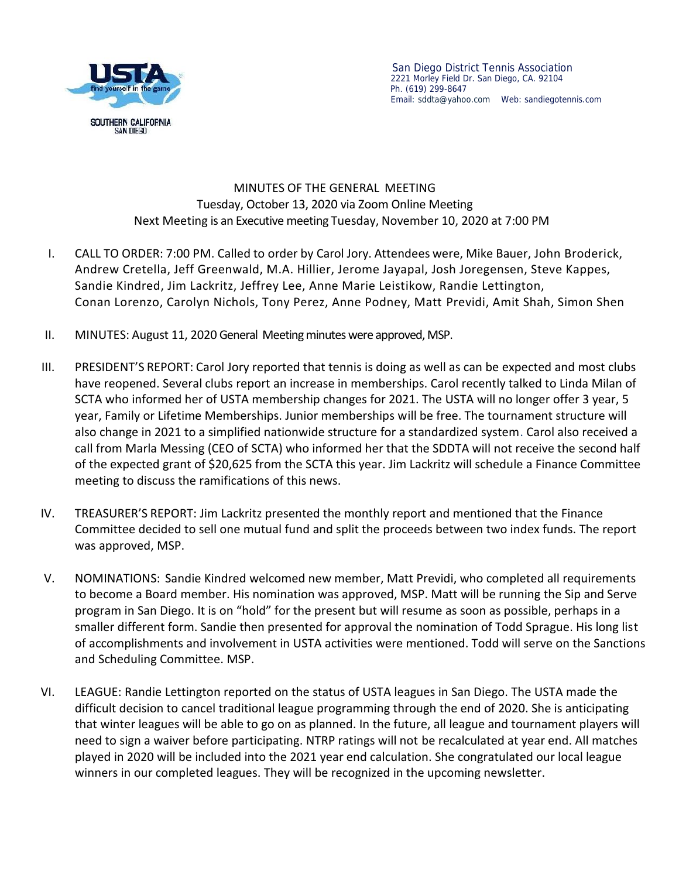San Diego District Tennis Association
2221 Morley Field Dr. San Diego, CA. 92104
Ph. (619) 299-8647
Email: sddta@yahoo.com Web: sandiegotennis.com

MINUTES OF THE GENERAL MEETING
Tuesday, October 13, 2020 via Zoom Online Meeting
Next Meeting is an Executive meeting Tuesday, November 10, 2020 at 7:00 PM

I. CALL TO ORDER: 7:00 PM. Called to order by Carol Jory. Attendees were, Mike Bauer, John Broderick, Andrew Cretella, Jeff Greenwald, M.A. Hillier, Jerome Jayapal, Josh Joregensen, Steve Kappes, Sandie Kindred, Jim Lackritz, Jeffrey Lee, Anne Marie Leistikow, Randie Lettington, Conan Lorenzo, Carolyn Nichols, Tony Perez, Anne Podney, Matt Previdi, Amit Shah, Simon Shen

II. MINUTES: August 11, 2020 General Meeting minutes were approved, MSP.

III. PRESIDENT'S REPORT: Carol Jory reported that tennis is doing as well as can be expected and most clubs have reopened. Several clubs report an increase in memberships. Carol recently talked to Linda Milan of SCTA who informed her of USTA membership changes for 2021. The USTA will no longer offer 3 year, 5 year, Family or Lifetime Memberships. Junior memberships will be free. The tournament structure will also change in 2021 to a simplified nationwide structure for a standardized system. Carol also received a call from Marla Messing (CEO of SCTA) who informed her that the SDDTA will not receive the second half of the expected grant of $20,625 from the SCTA this year. Jim Lackritz will schedule a Finance Committee meeting to discuss the ramifications of this news.

IV. TREASURER'S REPORT: Jim Lackritz presented the monthly report and mentioned that the Finance Committee decided to sell one mutual fund and split the proceeds between two index funds. The report was approved, MSP.

V. NOMINATIONS: Sandie Kindred welcomed new member, Matt Previdi, who completed all requirements to become a Board member. His nomination was approved, MSP. Matt will be running the Sip and Serve program in San Diego. It is on "hold" for the present but will resume as soon as possible, perhaps in a smaller different form. Sandie then presented for approval the nomination of Todd Sprague. His long list of accomplishments and involvement in USTA activities were mentioned. Todd will serve on the Sanctions and Scheduling Committee. MSP.

VI. LEAGUE: Randie Lettington reported on the status of USTA leagues in San Diego. The USTA made the difficult decision to cancel traditional league programming through the end of 2020. She is anticipating that winter leagues will be able to go on as planned. In the future, all league and tournament players will need to sign a waiver before participating. NTRP ratings will not be recalculated at year end. All matches played in 2020 will be included into the 2021 year end calculation. She congratulated our local league winners in our completed leagues. They will be recognized in the upcoming newsletter.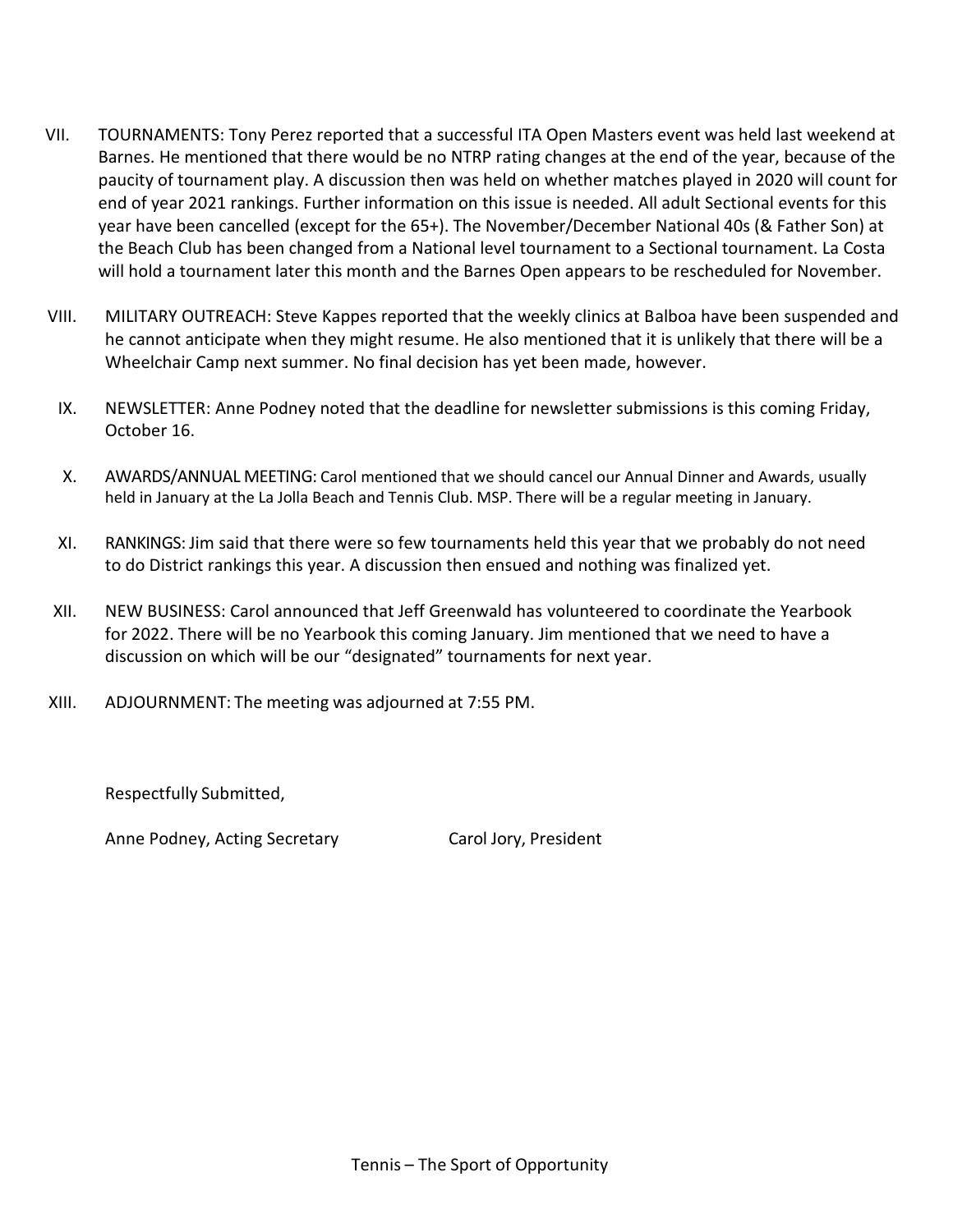VII. TOURNAMENTS: Tony Perez reported that a successful ITA Open Masters event was held last weekend at Barnes. He mentioned that there would be no NTRP rating changes at the end of the year, because of the paucity of tournament play. A discussion then was held on whether matches played in 2020 will count for end of year 2021 rankings. Further information on this issue is needed. All adult Sectional events for this year have been cancelled (except for the 65+). The November/December National 40s (& Father Son) at the Beach Club has been changed from a National level tournament to a Sectional tournament. La Costa will hold a tournament later this month and the Barnes Open appears to be rescheduled for November.

VIII. MILITARY OUTREACH: Steve Kappes reported that the weekly clinics at Balboa have been suspended and he cannot anticipate when they might resume. He also mentioned that it is unlikely that there will be a Wheelchair Camp next summer. No final decision has yet been made, however.

IX. NEWSLETTER: Anne Podney noted that the deadline for newsletter submissions is this coming Friday, October 16.

X. AWARDS/ANNUAL MEETING: Carol mentioned that we should cancel our Annual Dinner and Awards, usually held in January at the La Jolla Beach and Tennis Club. MSP. There will be a regular meeting in January.

XI. RANKINGS: Jim said that there were so few tournaments held this year that we probably do not need to do District rankings this year. A discussion then ensued and nothing was finalized yet.

XII. NEW BUSINESS: Carol announced that Jeff Greenwald has volunteered to coordinate the Yearbook for 2022. There will be no Yearbook this coming January. Jim mentioned that we need to have a discussion on which will be our "designated" tournaments for next year.

XIII. ADJOURNMENT: The meeting was adjourned at 7:55 PM.

Respectfully Submitted,

Anne Podney, Acting Secretary Carol Jory, President

Tennis – The Sport of Opportunity